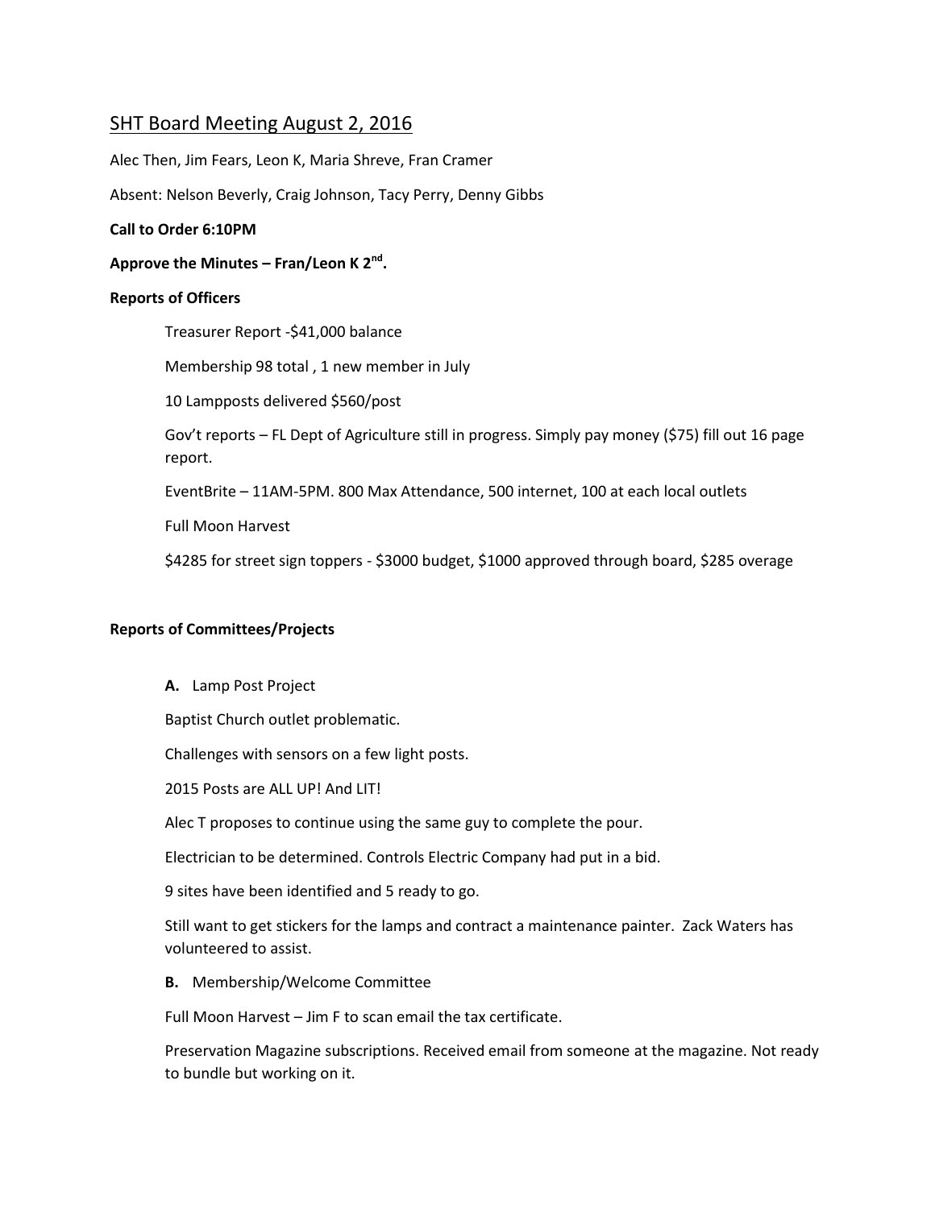# SHT Board Meeting August 2, 2016

Alec Then, Jim Fears, Leon K, Maria Shreve, Fran Cramer

Absent: Nelson Beverly, Craig Johnson, Tacy Perry, Denny Gibbs

**Call to Order 6:10PM**

**Approve the Minutes – Fran/Leon K 2nd.**

**Reports of Officers**

Treasurer Report -$41,000 balance

Membership 98 total , 1 new member in July

10 Lampposts delivered $560/post

Gov't reports – FL Dept of Agriculture still in progress. Simply pay money ($75) fill out 16 page report.

EventBrite – 11AM-5PM. 800 Max Attendance, 500 internet, 100 at each local outlets

Full Moon Harvest

$4285 for street sign toppers - $3000 budget, $1000 approved through board, $285 overage

**Reports of Committees/Projects**

**A.** Lamp Post Project

Baptist Church outlet problematic.

Challenges with sensors on a few light posts.

2015 Posts are ALL UP! And LIT!

Alec T proposes to continue using the same guy to complete the pour.

Electrician to be determined. Controls Electric Company had put in a bid.

9 sites have been identified and 5 ready to go.

Still want to get stickers for the lamps and contract a maintenance painter. Zack Waters has volunteered to assist.

**B.** Membership/Welcome Committee

Full Moon Harvest – Jim F to scan email the tax certificate.

Preservation Magazine subscriptions. Received email from someone at the magazine. Not ready to bundle but working on it.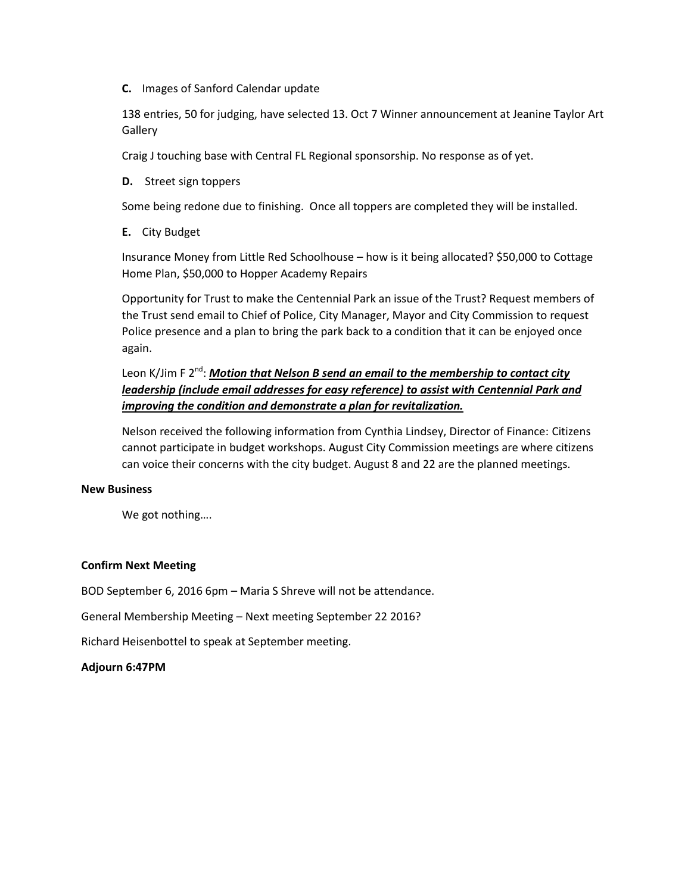**C.** Images of Sanford Calendar update

138 entries, 50 for judging, have selected 13. Oct 7 Winner announcement at Jeanine Taylor Art Gallery

Craig J touching base with Central FL Regional sponsorship. No response as of yet.

**D.** Street sign toppers

Some being redone due to finishing. Once all toppers are completed they will be installed.

**E.** City Budget

Insurance Money from Little Red Schoolhouse – how is it being allocated? $50,000 to Cottage Home Plan, $50,000 to Hopper Academy Repairs

Opportunity for Trust to make the Centennial Park an issue of the Trust? Request members of the Trust send email to Chief of Police, City Manager, Mayor and City Commission to request Police presence and a plan to bring the park back to a condition that it can be enjoyed once again.

Leon K/Jim F 2nd: ***<u>Motion that Nelson B send an email to the membership to contact city leadership (include email addresses for easy reference) to assist with Centennial Park and improving the condition and demonstrate a plan for revitalization.</u>***

Nelson received the following information from Cynthia Lindsey, Director of Finance: Citizens cannot participate in budget workshops. August City Commission meetings are where citizens can voice their concerns with the city budget. August 8 and 22 are the planned meetings.

**New Business**

We got nothing….

**Confirm Next Meeting**

BOD September 6, 2016 6pm – Maria S Shreve will not be attendance.

General Membership Meeting – Next meeting September 22 2016?

Richard Heisenbottel to speak at September meeting.

**Adjourn 6:47PM**